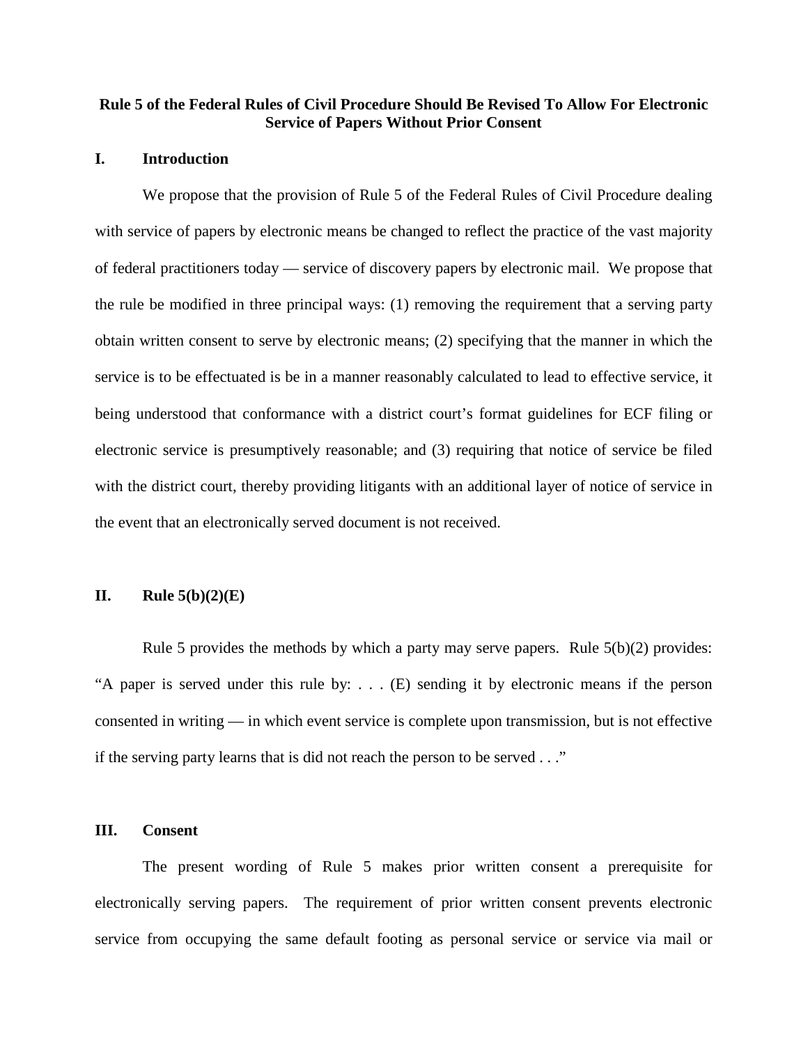# Rule 5 of the Federal Rules of Civil Procedure Should Be Revised To Allow For Electronic Service of Papers Without Prior Consent

## I. Introduction

We propose that the provision of Rule 5 of the Federal Rules of Civil Procedure dealing with service of papers by electronic means be changed to reflect the practice of the vast majority of federal practitioners today — service of discovery papers by electronic mail. We propose that the rule be modified in three principal ways: (1) removing the requirement that a serving party obtain written consent to serve by electronic means; (2) specifying that the manner in which the service is to be effectuated is be in a manner reasonably calculated to lead to effective service, it being understood that conformance with a district court's format guidelines for ECF filing or electronic service is presumptively reasonable; and (3) requiring that notice of service be filed with the district court, thereby providing litigants with an additional layer of notice of service in the event that an electronically served document is not received.

## II. Rule 5(b)(2)(E)

Rule 5 provides the methods by which a party may serve papers. Rule 5(b)(2) provides: "A paper is served under this rule by: . . . (E) sending it by electronic means if the person consented in writing — in which event service is complete upon transmission, but is not effective if the serving party learns that is did not reach the person to be served . . ."

## III. Consent

The present wording of Rule 5 makes prior written consent a prerequisite for electronically serving papers. The requirement of prior written consent prevents electronic service from occupying the same default footing as personal service or service via mail or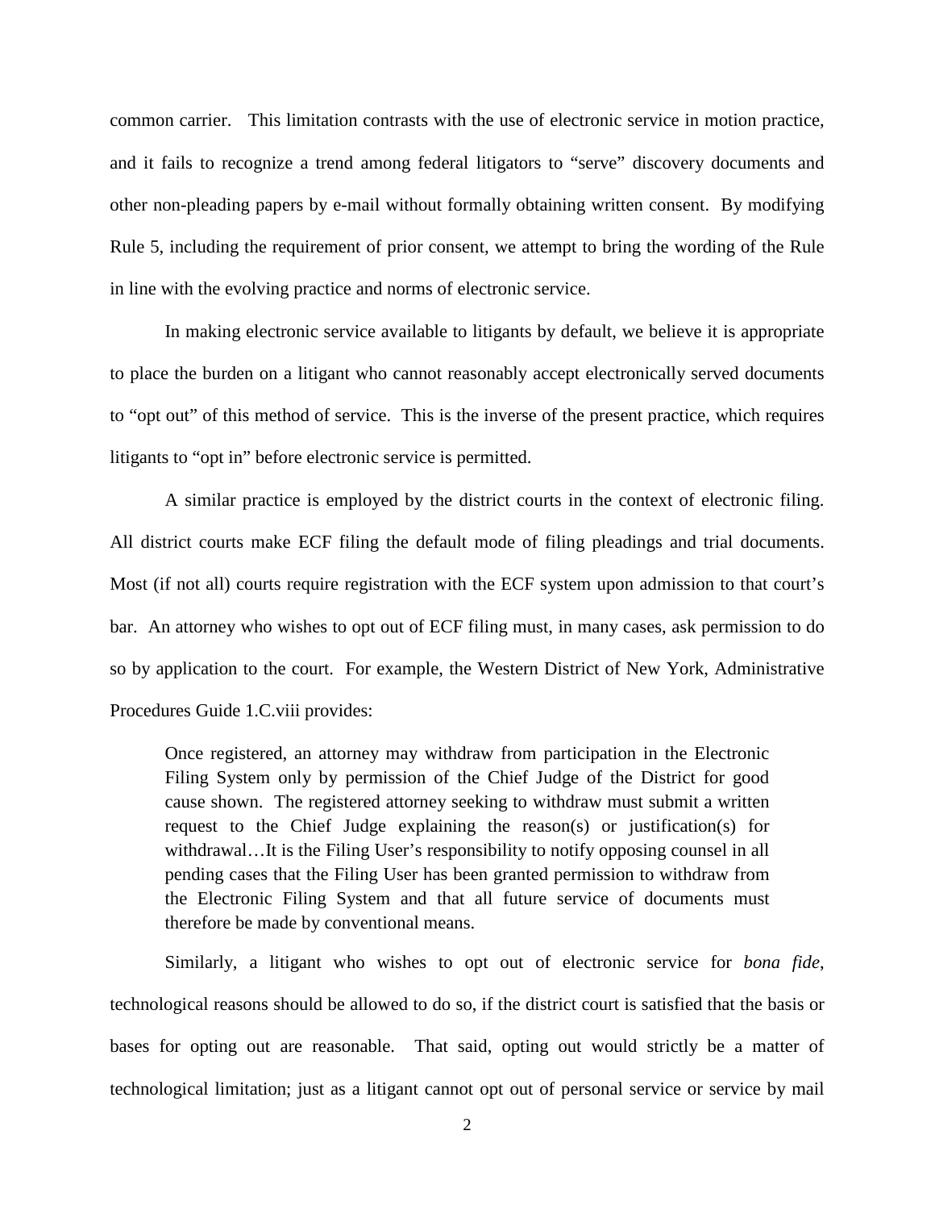common carrier. This limitation contrasts with the use of electronic service in motion practice, and it fails to recognize a trend among federal litigators to "serve" discovery documents and other non-pleading papers by e-mail without formally obtaining written consent. By modifying Rule 5, including the requirement of prior consent, we attempt to bring the wording of the Rule in line with the evolving practice and norms of electronic service.

In making electronic service available to litigants by default, we believe it is appropriate to place the burden on a litigant who cannot reasonably accept electronically served documents to "opt out" of this method of service. This is the inverse of the present practice, which requires litigants to "opt in" before electronic service is permitted.

A similar practice is employed by the district courts in the context of electronic filing. All district courts make ECF filing the default mode of filing pleadings and trial documents. Most (if not all) courts require registration with the ECF system upon admission to that court's bar. An attorney who wishes to opt out of ECF filing must, in many cases, ask permission to do so by application to the court. For example, the Western District of New York, Administrative Procedures Guide 1.C.viii provides:

> Once registered, an attorney may withdraw from participation in the Electronic Filing System only by permission of the Chief Judge of the District for good cause shown. The registered attorney seeking to withdraw must submit a written request to the Chief Judge explaining the reason(s) or justification(s) for withdrawal…It is the Filing User's responsibility to notify opposing counsel in all pending cases that the Filing User has been granted permission to withdraw from the Electronic Filing System and that all future service of documents must therefore be made by conventional means.

Similarly, a litigant who wishes to opt out of electronic service for *bona fide*, technological reasons should be allowed to do so, if the district court is satisfied that the basis or bases for opting out are reasonable. That said, opting out would strictly be a matter of technological limitation; just as a litigant cannot opt out of personal service or service by mail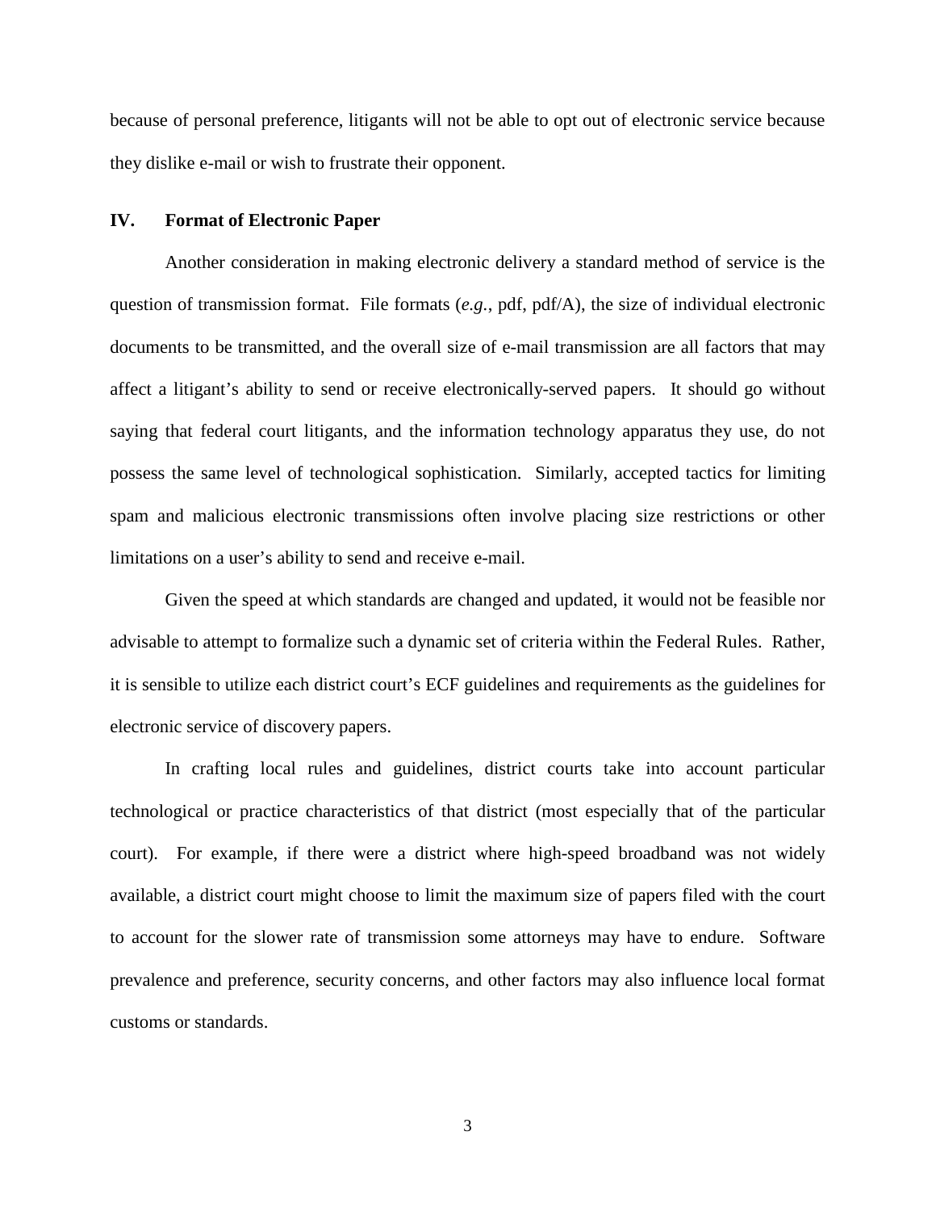because of personal preference, litigants will not be able to opt out of electronic service because they dislike e-mail or wish to frustrate their opponent.

## IV. Format of Electronic Paper

Another consideration in making electronic delivery a standard method of service is the question of transmission format. File formats (*e.g.*, pdf, pdf/A), the size of individual electronic documents to be transmitted, and the overall size of e-mail transmission are all factors that may affect a litigant's ability to send or receive electronically-served papers. It should go without saying that federal court litigants, and the information technology apparatus they use, do not possess the same level of technological sophistication. Similarly, accepted tactics for limiting spam and malicious electronic transmissions often involve placing size restrictions or other limitations on a user's ability to send and receive e-mail.

Given the speed at which standards are changed and updated, it would not be feasible nor advisable to attempt to formalize such a dynamic set of criteria within the Federal Rules. Rather, it is sensible to utilize each district court's ECF guidelines and requirements as the guidelines for electronic service of discovery papers.

In crafting local rules and guidelines, district courts take into account particular technological or practice characteristics of that district (most especially that of the particular court). For example, if there were a district where high-speed broadband was not widely available, a district court might choose to limit the maximum size of papers filed with the court to account for the slower rate of transmission some attorneys may have to endure. Software prevalence and preference, security concerns, and other factors may also influence local format customs or standards.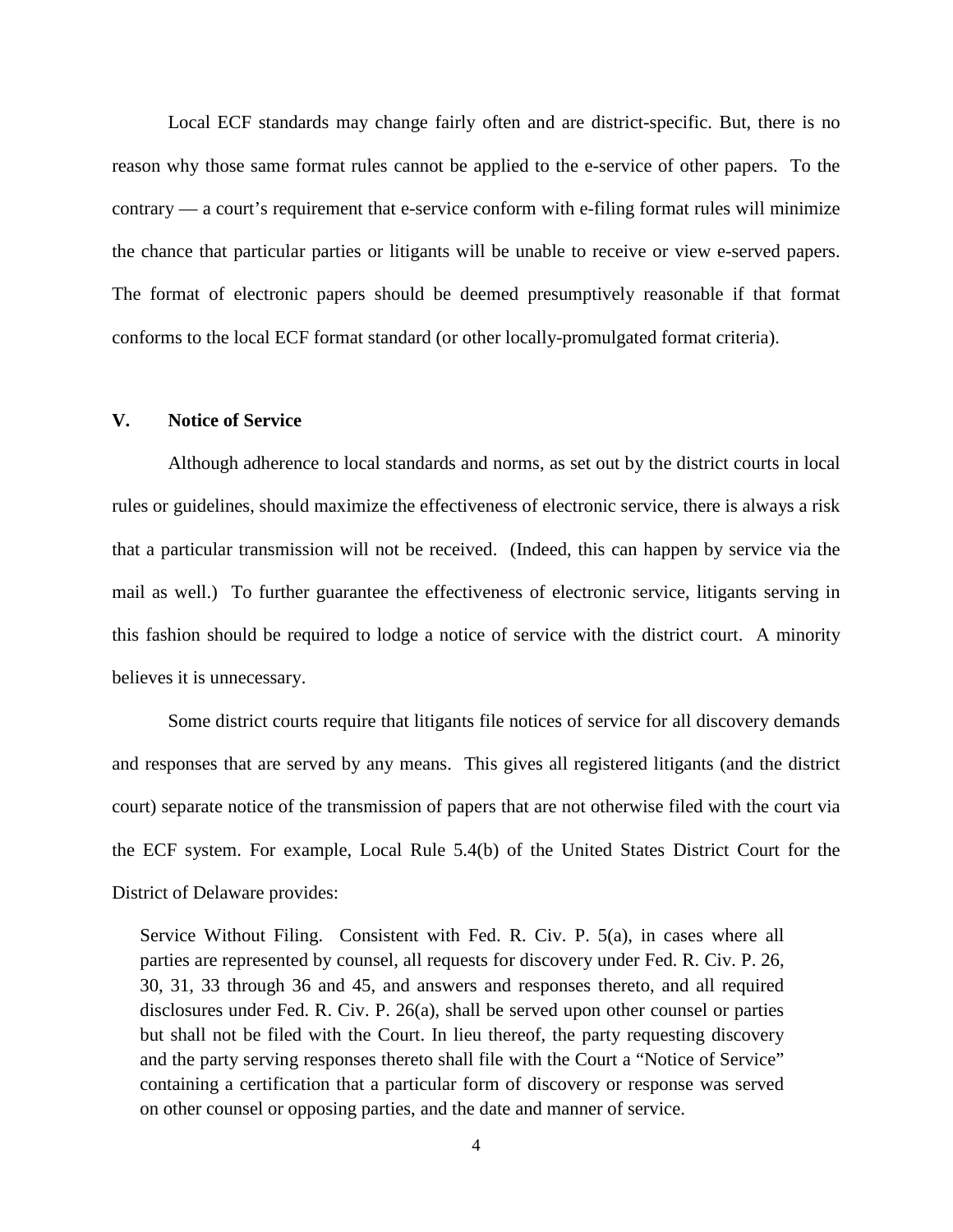Local ECF standards may change fairly often and are district-specific. But, there is no reason why those same format rules cannot be applied to the e-service of other papers. To the contrary — a court's requirement that e-service conform with e-filing format rules will minimize the chance that particular parties or litigants will be unable to receive or view e-served papers. The format of electronic papers should be deemed presumptively reasonable if that format conforms to the local ECF format standard (or other locally-promulgated format criteria).

## V. Notice of Service

Although adherence to local standards and norms, as set out by the district courts in local rules or guidelines, should maximize the effectiveness of electronic service, there is always a risk that a particular transmission will not be received. (Indeed, this can happen by service via the mail as well.) To further guarantee the effectiveness of electronic service, litigants serving in this fashion should be required to lodge a notice of service with the district court. A minority believes it is unnecessary.

Some district courts require that litigants file notices of service for all discovery demands and responses that are served by any means. This gives all registered litigants (and the district court) separate notice of the transmission of papers that are not otherwise filed with the court via the ECF system. For example, Local Rule 5.4(b) of the United States District Court for the District of Delaware provides:

> Service Without Filing. Consistent with Fed. R. Civ. P. 5(a), in cases where all parties are represented by counsel, all requests for discovery under Fed. R. Civ. P. 26, 30, 31, 33 through 36 and 45, and answers and responses thereto, and all required disclosures under Fed. R. Civ. P. 26(a), shall be served upon other counsel or parties but shall not be filed with the Court. In lieu thereof, the party requesting discovery and the party serving responses thereto shall file with the Court a "Notice of Service" containing a certification that a particular form of discovery or response was served on other counsel or opposing parties, and the date and manner of service.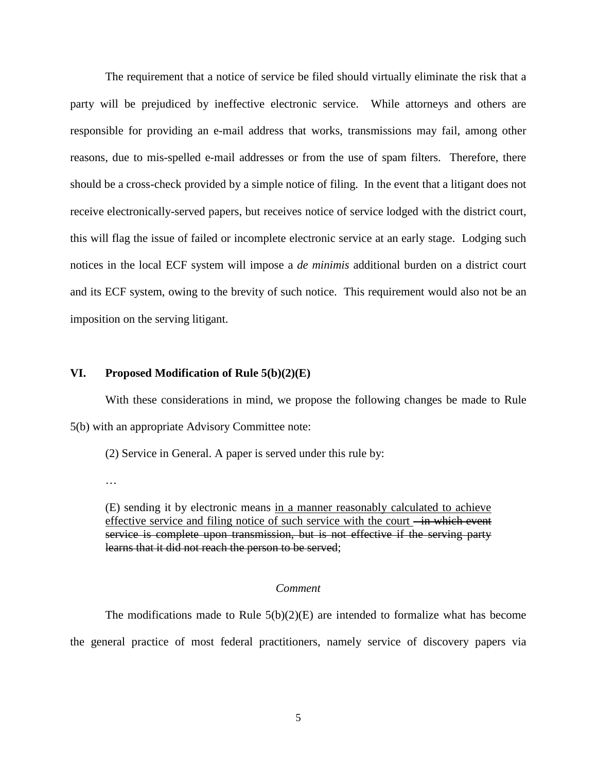The requirement that a notice of service be filed should virtually eliminate the risk that a party will be prejudiced by ineffective electronic service. While attorneys and others are responsible for providing an e-mail address that works, transmissions may fail, among other reasons, due to mis-spelled e-mail addresses or from the use of spam filters. Therefore, there should be a cross-check provided by a simple notice of filing. In the event that a litigant does not receive electronically-served papers, but receives notice of service lodged with the district court, this will flag the issue of failed or incomplete electronic service at an early stage. Lodging such notices in the local ECF system will impose a *de minimis* additional burden on a district court and its ECF system, owing to the brevity of such notice. This requirement would also not be an imposition on the serving litigant.

## VI. Proposed Modification of Rule 5(b)(2)(E)

With these considerations in mind, we propose the following changes be made to Rule 5(b) with an appropriate Advisory Committee note:

> (2) Service in General. A paper is served under this rule by:
>
> …
>
> (E) sending it by electronic means <u>in a manner reasonably calculated to achieve effective service and filing notice of such service with the court</u> ~~– in which event service is complete upon transmission, but is not effective if the serving party learns that it did not reach the person to be served~~;

*Comment*

The modifications made to Rule 5(b)(2)(E) are intended to formalize what has become the general practice of most federal practitioners, namely service of discovery papers via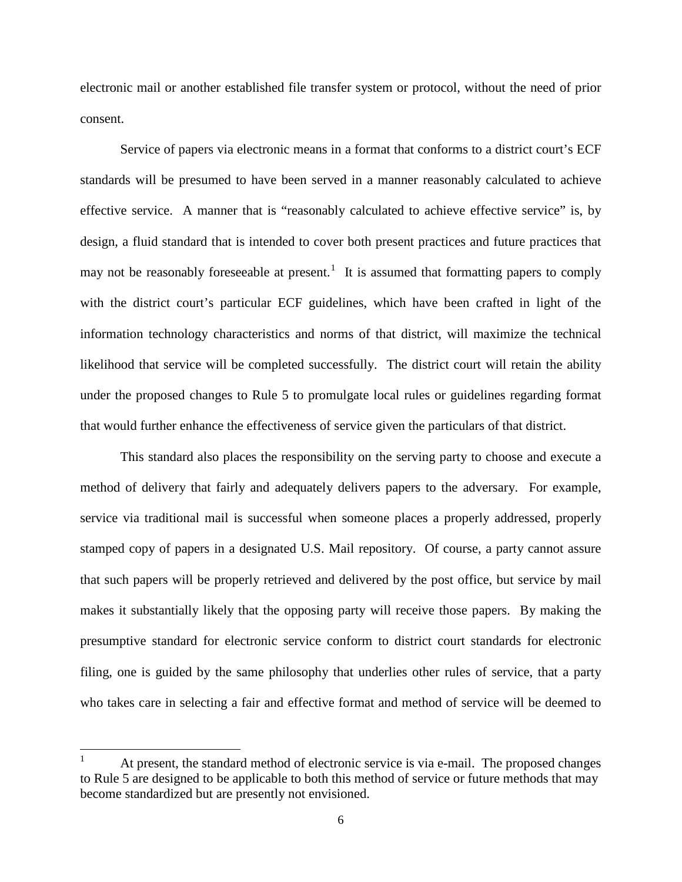electronic mail or another established file transfer system or protocol, without the need of prior consent.

Service of papers via electronic means in a format that conforms to a district court's ECF standards will be presumed to have been served in a manner reasonably calculated to achieve effective service. A manner that is "reasonably calculated to achieve effective service" is, by design, a fluid standard that is intended to cover both present practices and future practices that may not be reasonably foreseeable at present.[1] It is assumed that formatting papers to comply with the district court's particular ECF guidelines, which have been crafted in light of the information technology characteristics and norms of that district, will maximize the technical likelihood that service will be completed successfully. The district court will retain the ability under the proposed changes to Rule 5 to promulgate local rules or guidelines regarding format that would further enhance the effectiveness of service given the particulars of that district.

This standard also places the responsibility on the serving party to choose and execute a method of delivery that fairly and adequately delivers papers to the adversary. For example, service via traditional mail is successful when someone places a properly addressed, properly stamped copy of papers in a designated U.S. Mail repository. Of course, a party cannot assure that such papers will be properly retrieved and delivered by the post office, but service by mail makes it substantially likely that the opposing party will receive those papers. By making the presumptive standard for electronic service conform to district court standards for electronic filing, one is guided by the same philosophy that underlies other rules of service, that a party who takes care in selecting a fair and effective format and method of service will be deemed to

---

[1] At present, the standard method of electronic service is via e-mail. The proposed changes to Rule 5 are designed to be applicable to both this method of service or future methods that may become standardized but are presently not envisioned.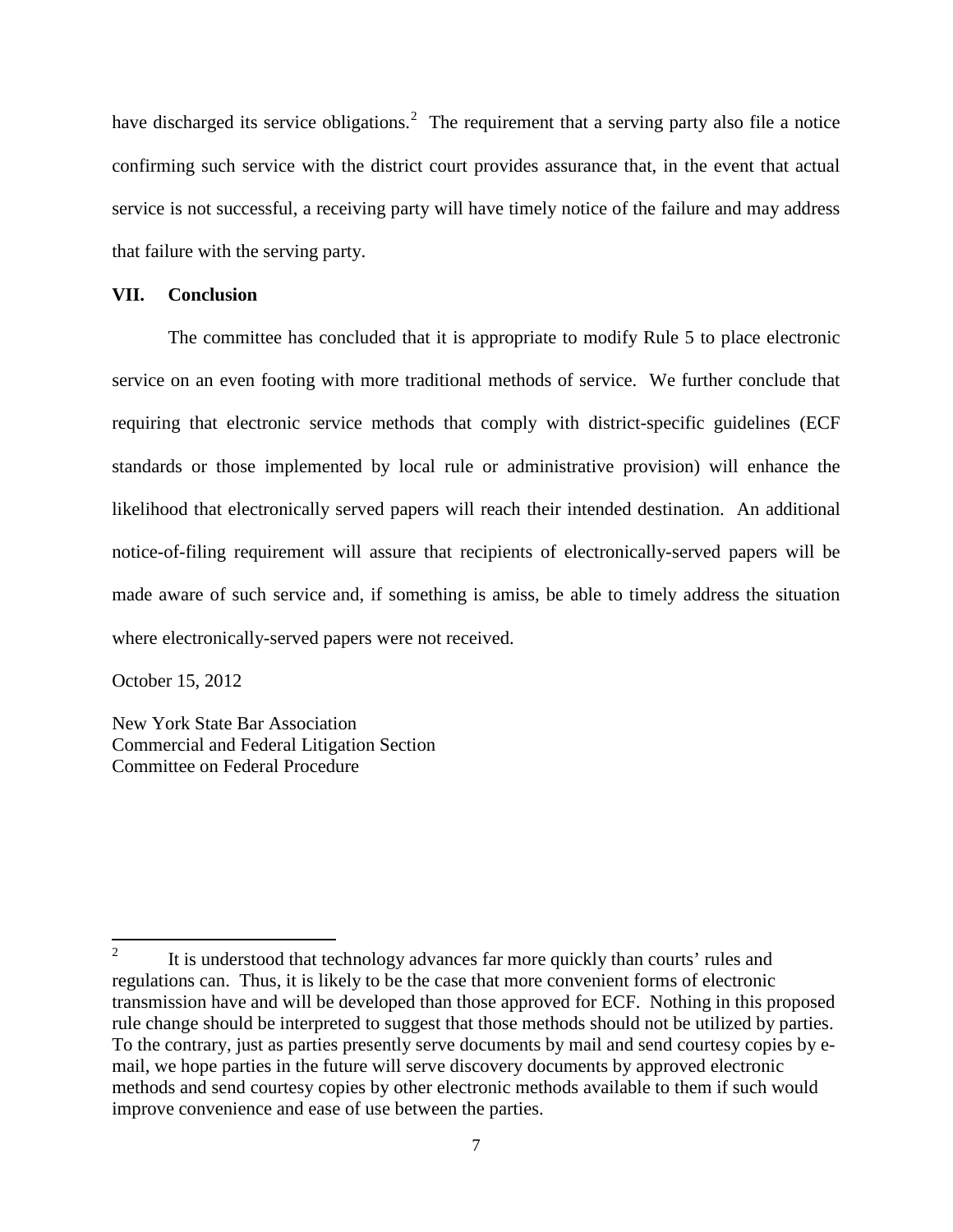have discharged its service obligations.[2] The requirement that a serving party also file a notice confirming such service with the district court provides assurance that, in the event that actual service is not successful, a receiving party will have timely notice of the failure and may address that failure with the serving party.

## VII. Conclusion

The committee has concluded that it is appropriate to modify Rule 5 to place electronic service on an even footing with more traditional methods of service. We further conclude that requiring that electronic service methods that comply with district-specific guidelines (ECF standards or those implemented by local rule or administrative provision) will enhance the likelihood that electronically served papers will reach their intended destination. An additional notice-of-filing requirement will assure that recipients of electronically-served papers will be made aware of such service and, if something is amiss, be able to timely address the situation where electronically-served papers were not received.

October 15, 2012

New York State Bar Association
Commercial and Federal Litigation Section
Committee on Federal Procedure

---

[2] It is understood that technology advances far more quickly than courts' rules and regulations can. Thus, it is likely to be the case that more convenient forms of electronic transmission have and will be developed than those approved for ECF. Nothing in this proposed rule change should be interpreted to suggest that those methods should not be utilized by parties. To the contrary, just as parties presently serve documents by mail and send courtesy copies by e-mail, we hope parties in the future will serve discovery documents by approved electronic methods and send courtesy copies by other electronic methods available to them if such would improve convenience and ease of use between the parties.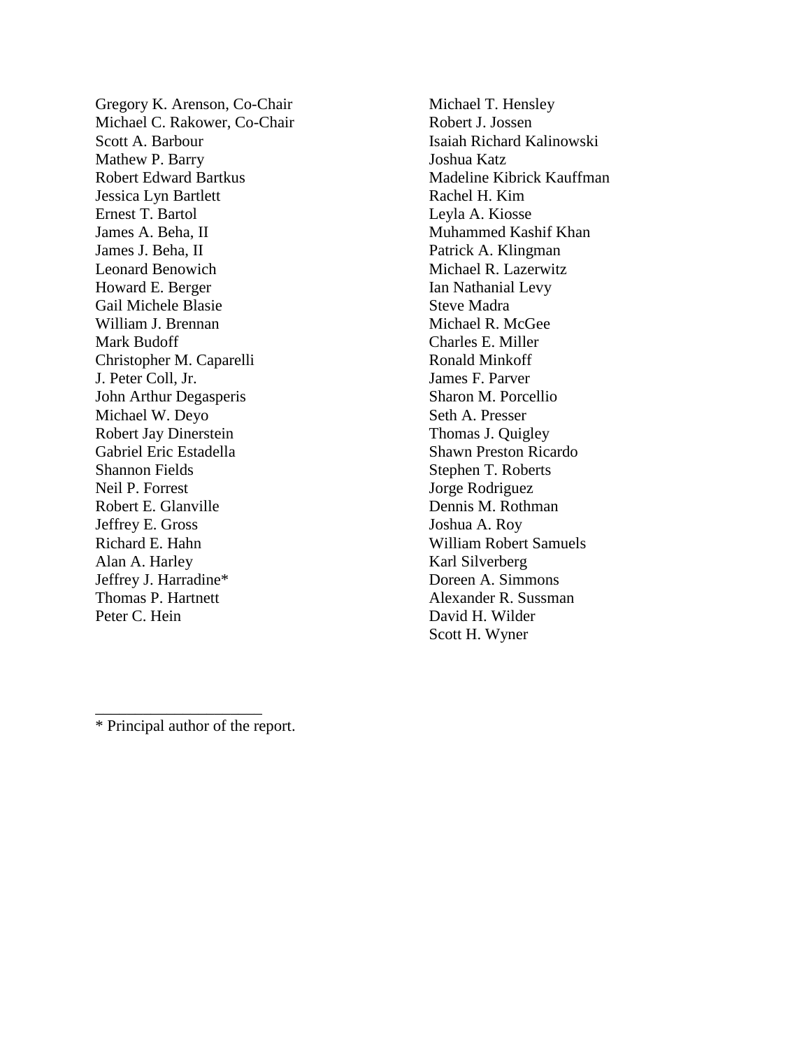Gregory K. Arenson, Co-Chair
Michael C. Rakower, Co-Chair
Scott A. Barbour
Mathew P. Barry
Robert Edward Bartkus
Jessica Lyn Bartlett
Ernest T. Bartol
James A. Beha, II
James J. Beha, II
Leonard Benowich
Howard E. Berger
Gail Michele Blasie
William J. Brennan
Mark Budoff
Christopher M. Caparelli
J. Peter Coll, Jr.
John Arthur Degasperis
Michael W. Deyo
Robert Jay Dinerstein
Gabriel Eric Estadella
Shannon Fields
Neil P. Forrest
Robert E. Glanville
Jeffrey E. Gross
Richard E. Hahn
Alan A. Harley
Jeffrey J. Harradine*
Thomas P. Hartnett
Peter C. Hein
Michael T. Hensley
Robert J. Jossen
Isaiah Richard Kalinowski
Joshua Katz
Madeline Kibrick Kauffman
Rachel H. Kim
Leyla A. Kiosse
Muhammed Kashif Khan
Patrick A. Klingman
Michael R. Lazerwitz
Ian Nathanial Levy
Steve Madra
Michael R. McGee
Charles E. Miller
Ronald Minkoff
James F. Parver
Sharon M. Porcellio
Seth A. Presser
Thomas J. Quigley
Shawn Preston Ricardo
Stephen T. Roberts
Jorge Rodriguez
Dennis M. Rothman
Joshua A. Roy
William Robert Samuels
Karl Silverberg
Doreen A. Simmons
Alexander R. Sussman
David H. Wilder
Scott H. Wyner

---

* Principal author of the report.